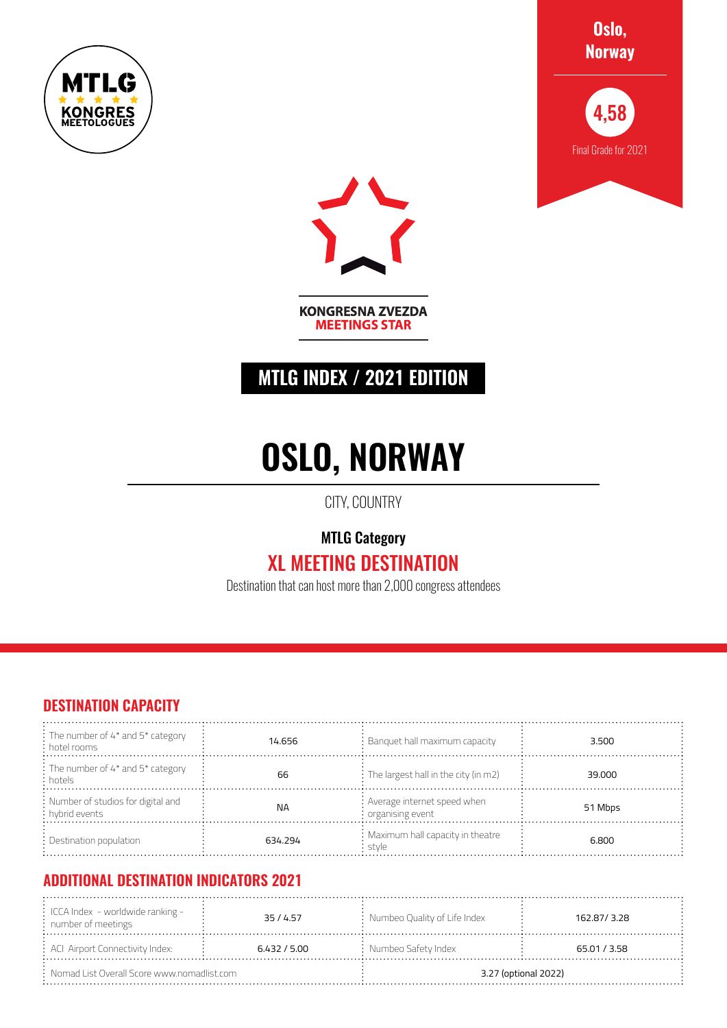MTLG KONGRES MEETOLOGUES

**Oslo, Norway**

**4,58**

Final Grade for 2021

KONGRESNA ZVEZDA
**MEETINGS STAR**

## MTLG INDEX / 2021 EDITION

# OSLO, NORWAY

CITY, COUNTRY

**MTLG Category**

## XL MEETING DESTINATION

Destination that can host more than 2,000 congress attendees

## DESTINATION CAPACITY

| | | | |
|---|---|---|---|
| The number of 4* and 5* category hotel rooms | 14.656 | Banquet hall maximum capacity | 3.500 |
| The number of 4* and 5* category hotels | 66 | The largest hall in the city (in m2) | 39.000 |
| Number of studios for digital and hybrid events | NA | Average internet speed when organising event | 51 Mbps |
| Destination population | 634.294 | Maximum hall capacity in theatre style | 6.800 |

## ADDITIONAL DESTINATION INDICATORS 2021

| | | | |
|---|---|---|---|
| ICCA Index - worldwide ranking - number of meetings | 35 / 4.57 | Numbeo Quality of Life Index | 162.87/ 3.28 |
| ACI Airport Connectivity Index: | 6.432 / 5.00 | Numbeo Safety Index | 65.01 / 3.58 |
| Nomad List Overall Score www.nomadlist.com | | 3.27 (optional 2022) | |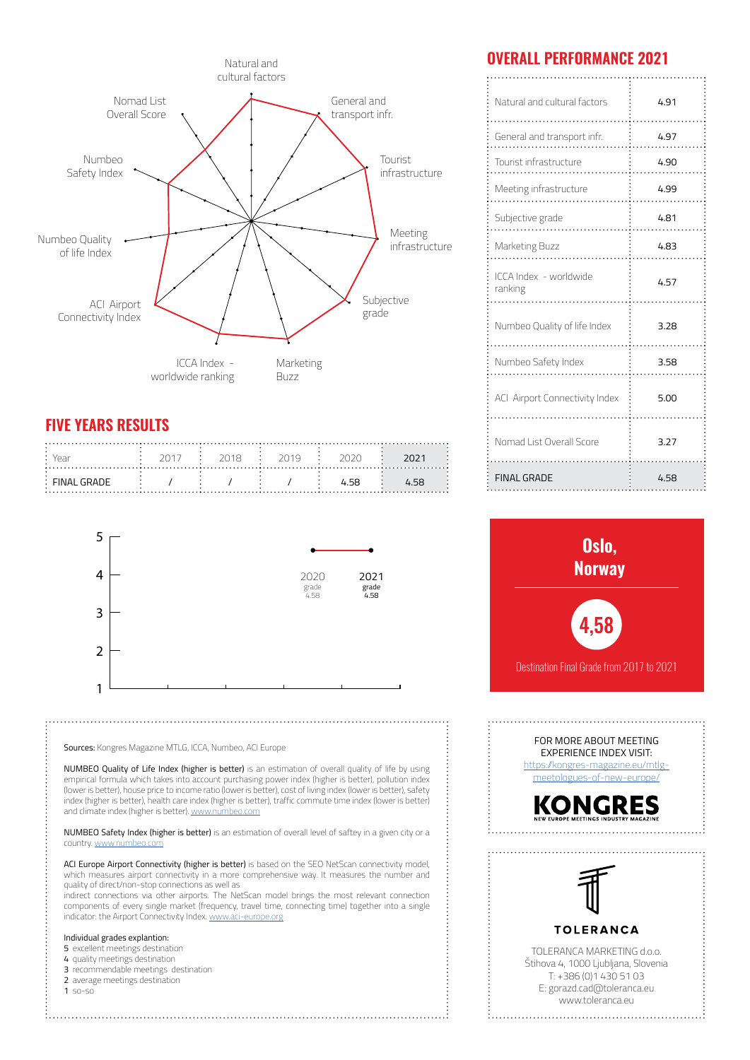Natural and cultural factors

General and transport infr.

Tourist infrastructure

Meeting infrastructure

Subjective grade

Marketing Buzz

ICCA Index - worldwide ranking

ACI Airport Connectivity Index

Numbeo Quality of life Index

Numbeo Safety Index

Nomad List Overall Score

## OVERALL PERFORMANCE 2021

| | |
|---|---|
| Natural and cultural factors | 4.91 |
| General and transport infr. | 4.97 |
| Tourist infrastructure | 4.90 |
| Meeting infrastructure | 4.99 |
| Subjective grade | 4.81 |
| Marketing Buzz | 4.83 |
| ICCA Index - worldwide ranking | 4.57 |
| Numbeo Quality of life Index | 3.28 |
| Numbeo Safety Index | 3.58 |
| ACI Airport Connectivity Index | 5.00 |
| Nomad List Overall Score | 3.27 |
| FINAL GRADE | 4.58 |

## FIVE YEARS RESULTS

| Year | 2017 | 2018 | 2019 | 2020 | 2021 |
|---|---|---|---|---|---|
| FINAL GRADE | / | / | / | 4.58 | 4.58 |

5
4
3
2
1

2020 grade 4.58

2021 grade 4.58

## Oslo, Norway

**4,58**

Destination Final Grade from 2017 to 2021

**Sources:** Kongres Magazine MTLG, ICCA, Numbeo, ACI Europe

**NUMBEO Quality of Life Index (higher is better)** is an estimation of overall quality of life by using empirical formula which takes into account purchasing power index (higher is better), pollution index (lower is better), house price to income ratio (lower is better), cost of living index (lower is better), safety index (higher is better), health care index (higher is better), traffic commute time index (lower is better) and climate index (higher is better). www.numbeo.com

**NUMBEO Safety Index (higher is better)** is an estimation of overall level of saftey in a given city or a country. www.numbeo.com

**ACI Europe Airport Connectivity (higher is better)** is based on the SEO NetScan connectivity model, which measures airport connectivity in a more comprehensive way. It measures the number and quality of direct/non-stop connections as well as
indirect connections via other airports. The NetScan model brings the most relevant connection components of every single market (frequency, travel time, connecting time) together into a single indicator: the Airport Connectivity Index. www.aci-europe.org

**Individual grades explanation:**
- **5** excellent meetings destination
- **4** quality meetings destination
- **3** recommendable meetings destination
- **2** average meetings destination
- **1** so-so

FOR MORE ABOUT MEETING EXPERIENCE INDEX VISIT:
https://kongres-magazine.eu/mtlg-meetologues-of-new-europe/

KONGRES
NEW EUROPE MEETINGS INDUSTRY MAGAZINE

TOLERANCA

TOLERANCA MARKETING d.o.o.
Štihova 4, 1000 Ljubljana, Slovenia
T: +386 (0)1 430 51 03
E: gorazd.cad@toleranca.eu
www.toleranca.eu